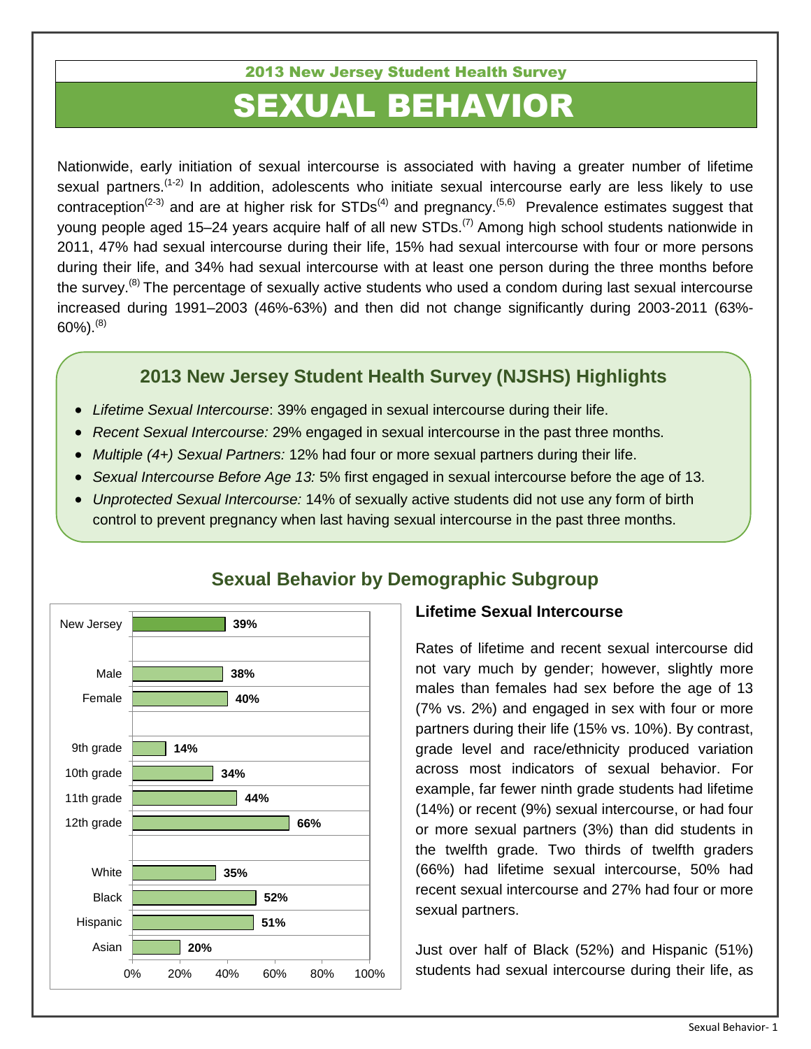2013 New Jersey Student Health Survey

# SEXUAL BEHAVIOR

Nationwide, early initiation of sexual intercourse is associated with having a greater number of lifetime sexual partners.[1-2] In addition, adolescents who initiate sexual intercourse early are less likely to use contraception[2-3] and are at higher risk for STDs[4] and pregnancy.[5,6] Prevalence estimates suggest that young people aged 15–24 years acquire half of all new STDs.[7] Among high school students nationwide in 2011, 47% had sexual intercourse during their life, 15% had sexual intercourse with four or more persons during their life, and 34% had sexual intercourse with at least one person during the three months before the survey.[8] The percentage of sexually active students who used a condom during last sexual intercourse increased during 1991–2003 (46%-63%) and then did not change significantly during 2003-2011 (63%-60%).[8]

## 2013 New Jersey Student Health Survey (NJSHS) Highlights

- *Lifetime Sexual Intercourse*: 39% engaged in sexual intercourse during their life.
- *Recent Sexual Intercourse:* 29% engaged in sexual intercourse in the past three months.
- *Multiple (4+) Sexual Partners:* 12% had four or more sexual partners during their life.
- *Sexual Intercourse Before Age 13:* 5% first engaged in sexual intercourse before the age of 13.
- *Unprotected Sexual Intercourse:* 14% of sexually active students did not use any form of birth control to prevent pregnancy when last having sexual intercourse in the past three months.

## Sexual Behavior by Demographic Subgroup

| Group | Lifetime Sexual Intercourse |
|---|---|
| New Jersey | 39% |
| Male | 38% |
| Female | 40% |
| 9th grade | 14% |
| 10th grade | 34% |
| 11th grade | 44% |
| 12th grade | 66% |
| White | 35% |
| Black | 52% |
| Hispanic | 51% |
| Asian | 20% |

### Lifetime Sexual Intercourse

Rates of lifetime and recent sexual intercourse did not vary much by gender; however, slightly more males than females had sex before the age of 13 (7% vs. 2%) and engaged in sex with four or more partners during their life (15% vs. 10%). By contrast, grade level and race/ethnicity produced variation across most indicators of sexual behavior. For example, far fewer ninth grade students had lifetime (14%) or recent (9%) sexual intercourse, or had four or more sexual partners (3%) than did students in the twelfth grade. Two thirds of twelfth graders (66%) had lifetime sexual intercourse, 50% had recent sexual intercourse and 27% had four or more sexual partners.

Just over half of Black (52%) and Hispanic (51%) students had sexual intercourse during their life, as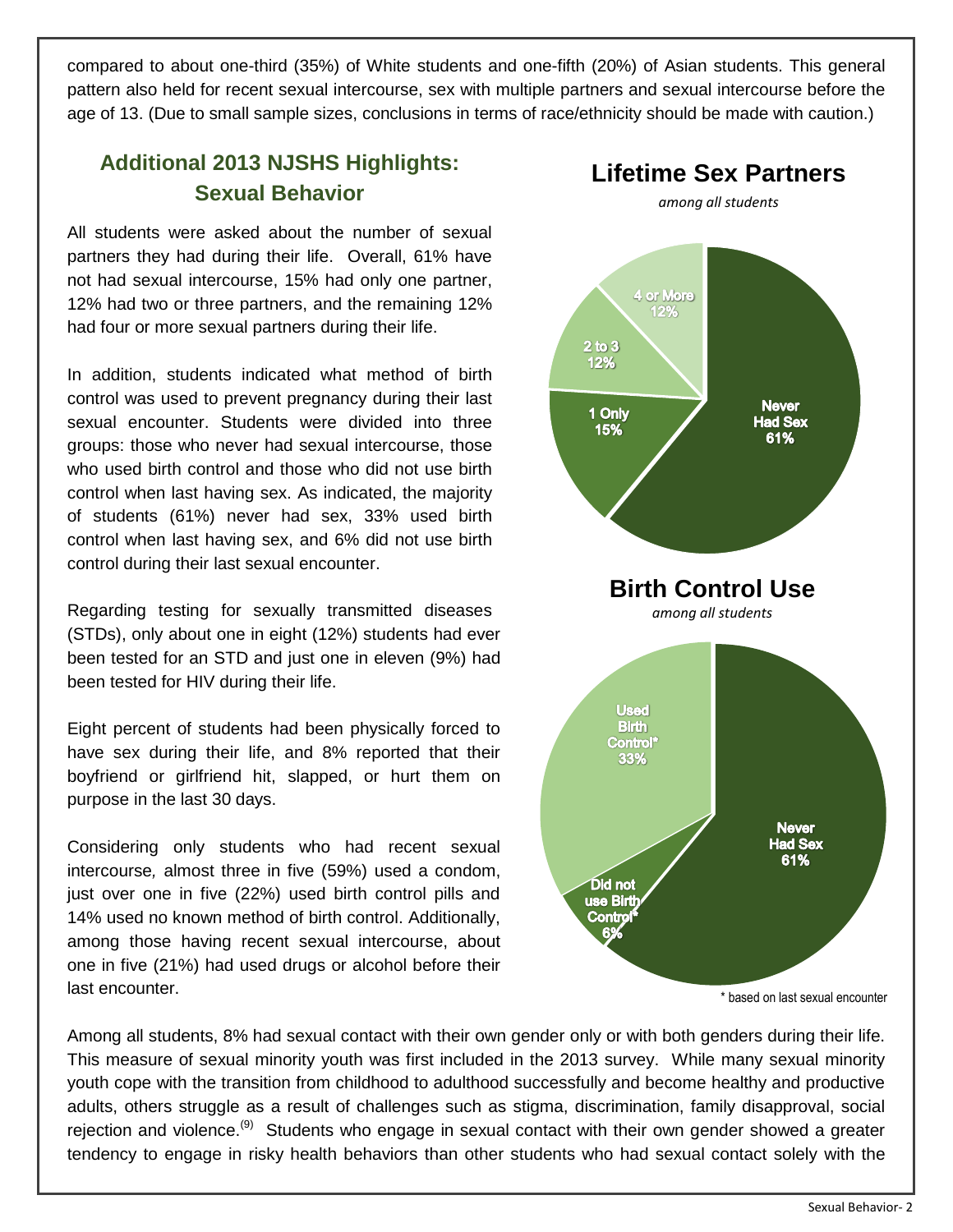compared to about one-third (35%) of White students and one-fifth (20%) of Asian students. This general pattern also held for recent sexual intercourse, sex with multiple partners and sexual intercourse before the age of 13. (Due to small sample sizes, conclusions in terms of race/ethnicity should be made with caution.)

## Additional 2013 NJSHS Highlights: Sexual Behavior

All students were asked about the number of sexual partners they had during their life. Overall, 61% have not had sexual intercourse, 15% had only one partner, 12% had two or three partners, and the remaining 12% had four or more sexual partners during their life.

In addition, students indicated what method of birth control was used to prevent pregnancy during their last sexual encounter. Students were divided into three groups: those who never had sexual intercourse, those who used birth control and those who did not use birth control when last having sex. As indicated, the majority of students (61%) never had sex, 33% used birth control when last having sex, and 6% did not use birth control during their last sexual encounter.

Regarding testing for sexually transmitted diseases (STDs), only about one in eight (12%) students had ever been tested for an STD and just one in eleven (9%) had been tested for HIV during their life.

Eight percent of students had been physically forced to have sex during their life, and 8% reported that their boyfriend or girlfriend hit, slapped, or hurt them on purpose in the last 30 days.

Considering only students who had recent sexual intercourse*,* almost three in five (59%) used a condom, just over one in five (22%) used birth control pills and 14% used no known method of birth control. Additionally, among those having recent sexual intercourse, about one in five (21%) had used drugs or alcohol before their last encounter.

### Lifetime Sex Partners

*among all students*

- Never Had Sex 61%
- 1 Only 15%
- 2 to 3 12%
- 4 or More 12%

### Birth Control Use

*among all students*

- Never Had Sex 61%
- Used Birth Control* 33%
- Did not use Birth Control* 6%

\* based on last sexual encounter

Among all students, 8% had sexual contact with their own gender only or with both genders during their life. This measure of sexual minority youth was first included in the 2013 survey. While many sexual minority youth cope with the transition from childhood to adulthood successfully and become healthy and productive adults, others struggle as a result of challenges such as stigma, discrimination, family disapproval, social rejection and violence.[9] Students who engage in sexual contact with their own gender showed a greater tendency to engage in risky health behaviors than other students who had sexual contact solely with the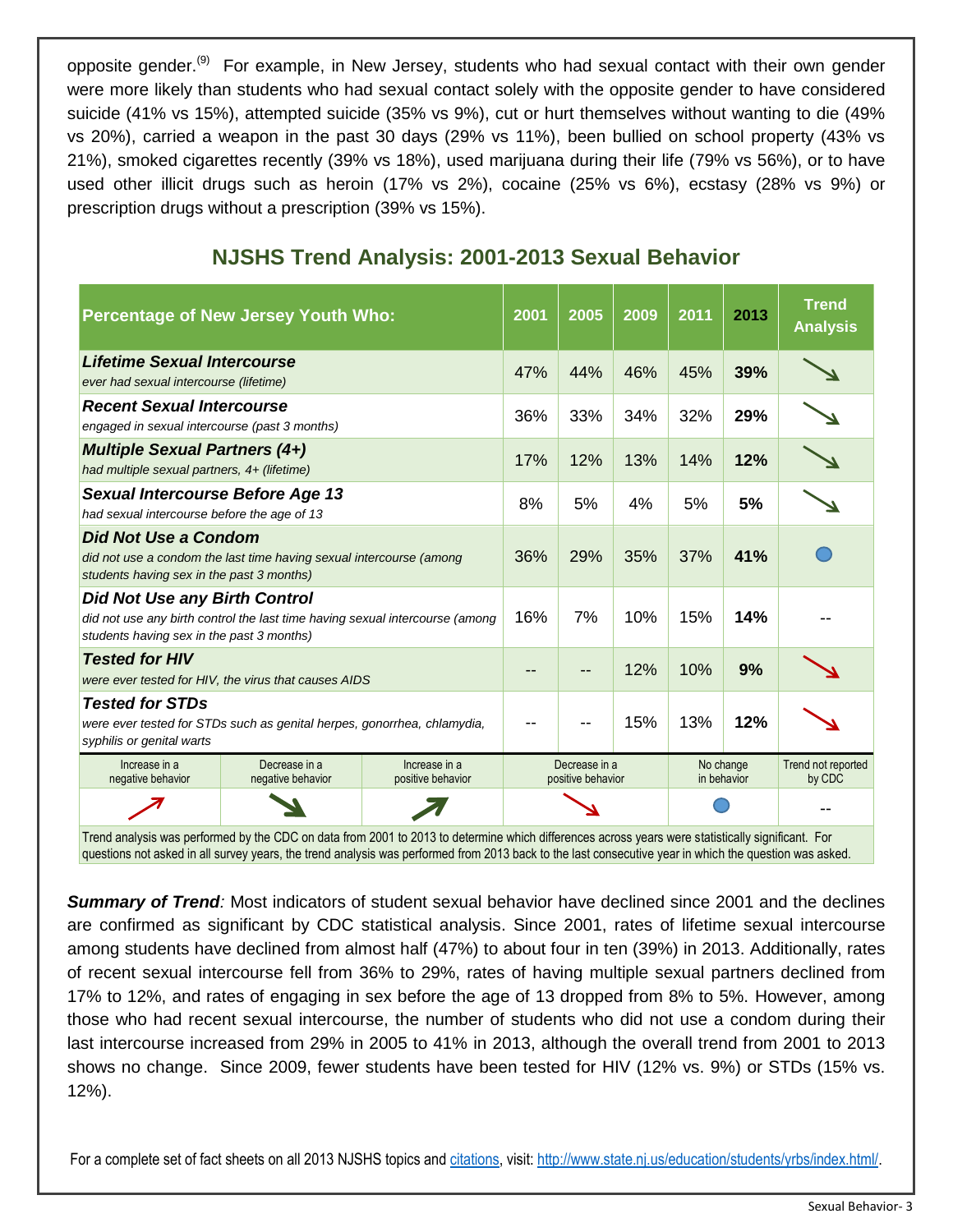opposite gender.[9] For example, in New Jersey, students who had sexual contact with their own gender were more likely than students who had sexual contact solely with the opposite gender to have considered suicide (41% vs 15%), attempted suicide (35% vs 9%), cut or hurt themselves without wanting to die (49% vs 20%), carried a weapon in the past 30 days (29% vs 11%), been bullied on school property (43% vs 21%), smoked cigarettes recently (39% vs 18%), used marijuana during their life (79% vs 56%), or to have used other illicit drugs such as heroin (17% vs 2%), cocaine (25% vs 6%), ecstasy (28% vs 9%) or prescription drugs without a prescription (39% vs 15%).

## NJSHS Trend Analysis: 2001-2013 Sexual Behavior

| Percentage of New Jersey Youth Who: | 2001 | 2005 | 2009 | 2011 | 2013 | Trend Analysis |
|---|---|---|---|---|---|---|
| ***Lifetime Sexual Intercourse*** *ever had sexual intercourse (lifetime)* | 47% | 44% | 46% | 45% | **39%** | ↘ |
| ***Recent Sexual Intercourse*** *engaged in sexual intercourse (past 3 months)* | 36% | 33% | 34% | 32% | **29%** | ↘ |
| ***Multiple Sexual Partners (4+)*** *had multiple sexual partners, 4+ (lifetime)* | 17% | 12% | 13% | 14% | **12%** | ↘ |
| ***Sexual Intercourse Before Age 13*** *had sexual intercourse before the age of 13* | 8% | 5% | 4% | 5% | **5%** | ↘ |
| ***Did Not Use a Condom*** *did not use a condom the last time having sexual intercourse (among students having sex in the past 3 months)* | 36% | 29% | 35% | 37% | **41%** | ● |
| ***Did Not Use any Birth Control*** *did not use any birth control the last time having sexual intercourse (among students having sex in the past 3 months)* | 16% | 7% | 10% | 15% | **14%** | -- |
| ***Tested for HIV*** *were ever tested for HIV, the virus that causes AIDS* | -- | -- | 12% | 10% | **9%** | ↘ |
| ***Tested for STDs*** *were ever tested for STDs such as genital herpes, gonorrhea, chlamydia, syphilis or genital warts* | -- | -- | 15% | 13% | **12%** | ↘ |

| Increase in a negative behavior | Decrease in a negative behavior | Increase in a positive behavior | Decrease in a positive behavior | No change in behavior | Trend not reported by CDC |
|---|---|---|---|---|---|
| ↗ | ↘ | ↗ | ↘ | ● | -- |

Trend analysis was performed by the CDC on data from 2001 to 2013 to determine which differences across years were statistically significant. For questions not asked in all survey years, the trend analysis was performed from 2013 back to the last consecutive year in which the question was asked.

***Summary of Trend****:* Most indicators of student sexual behavior have declined since 2001 and the declines are confirmed as significant by CDC statistical analysis. Since 2001, rates of lifetime sexual intercourse among students have declined from almost half (47%) to about four in ten (39%) in 2013. Additionally, rates of recent sexual intercourse fell from 36% to 29%, rates of having multiple sexual partners declined from 17% to 12%, and rates of engaging in sex before the age of 13 dropped from 8% to 5%. However, among those who had recent sexual intercourse, the number of students who did not use a condom during their last intercourse increased from 29% in 2005 to 41% in 2013, although the overall trend from 2001 to 2013 shows no change. Since 2009, fewer students have been tested for HIV (12% vs. 9%) or STDs (15% vs. 12%).

For a complete set of fact sheets on all 2013 NJSHS topics and citations, visit: http://www.state.nj.us/education/students/yrbs/index.html/.